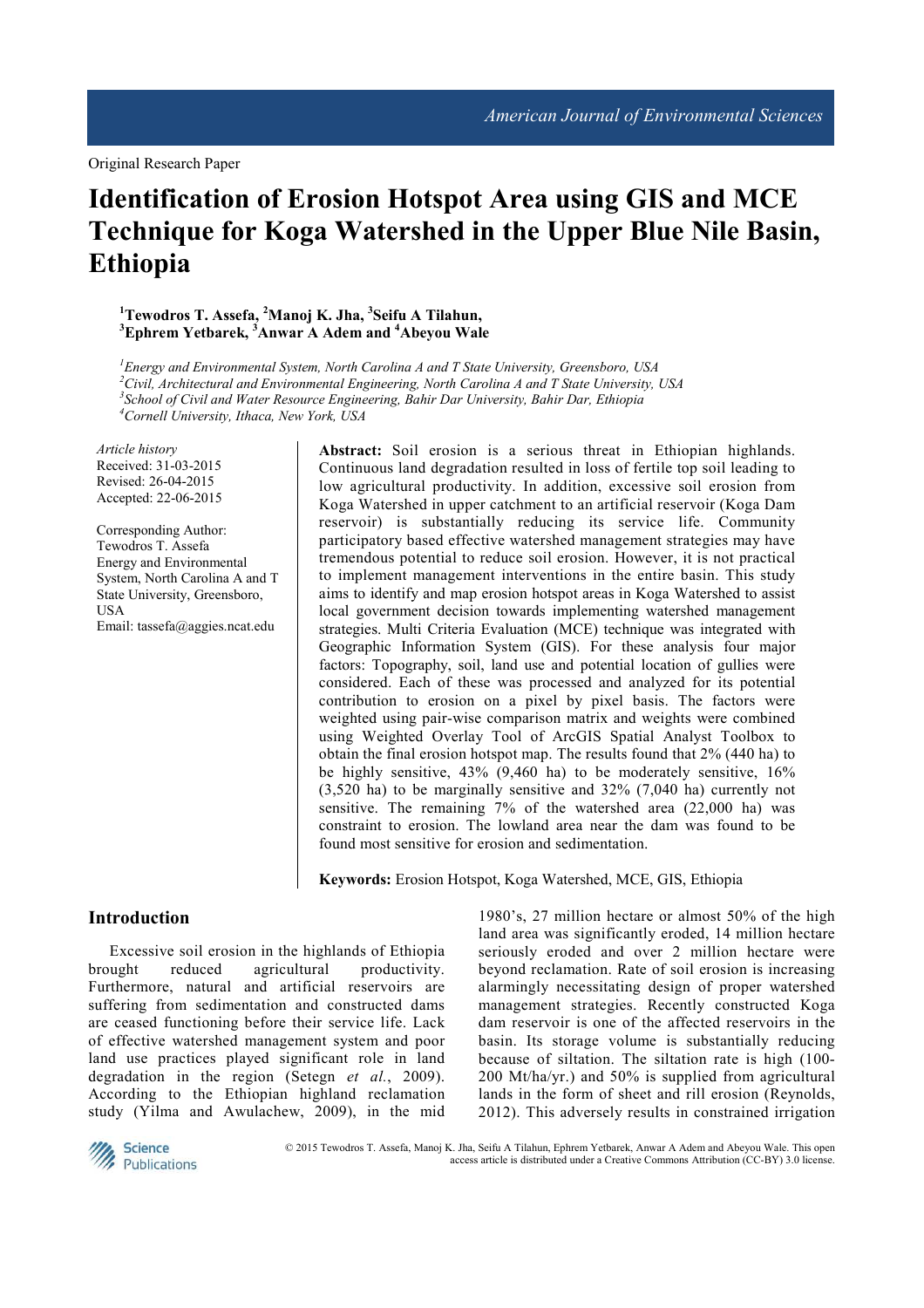Original Research Paper

# Identification of Erosion Hotspot Area using GIS and MCE Technique for Koga Watershed in the Upper Blue Nile Basin, Ethiopia

**[1]Tewodros T. Assefa, [2]Manoj K. Jha, [3]Seifu A Tilahun, [3]Ephrem Yetbarek, [3]Anwar A Adem and [4]Abeyou Wale**

*[1]Energy and Environmental System, North Carolina A and T State University, Greensboro, USA*
*[2]Civil, Architectural and Environmental Engineering, North Carolina A and T State University, USA*
*[3]School of Civil and Water Resource Engineering, Bahir Dar University, Bahir Dar, Ethiopia*
*[4]Cornell University, Ithaca, New York, USA*

*Article history*
Received: 31-03-2015
Revised: 26-04-2015
Accepted: 22-06-2015

Corresponding Author:
Tewodros T. Assefa
Energy and Environmental System, North Carolina A and T State University, Greensboro, USA
Email: tassefa@aggies.ncat.edu

**Abstract:** Soil erosion is a serious threat in Ethiopian highlands. Continuous land degradation resulted in loss of fertile top soil leading to low agricultural productivity. In addition, excessive soil erosion from Koga Watershed in upper catchment to an artificial reservoir (Koga Dam reservoir) is substantially reducing its service life. Community participatory based effective watershed management strategies may have tremendous potential to reduce soil erosion. However, it is not practical to implement management interventions in the entire basin. This study aims to identify and map erosion hotspot areas in Koga Watershed to assist local government decision towards implementing watershed management strategies. Multi Criteria Evaluation (MCE) technique was integrated with Geographic Information System (GIS). For these analysis four major factors: Topography, soil, land use and potential location of gullies were considered. Each of these was processed and analyzed for its potential contribution to erosion on a pixel by pixel basis. The factors were weighted using pair-wise comparison matrix and weights were combined using Weighted Overlay Tool of ArcGIS Spatial Analyst Toolbox to obtain the final erosion hotspot map. The results found that 2% (440 ha) to be highly sensitive, 43% (9,460 ha) to be moderately sensitive, 16% (3,520 ha) to be marginally sensitive and 32% (7,040 ha) currently not sensitive. The remaining 7% of the watershed area (22,000 ha) was constraint to erosion. The lowland area near the dam was found to be found most sensitive for erosion and sedimentation.

**Keywords:** Erosion Hotspot, Koga Watershed, MCE, GIS, Ethiopia

## Introduction

Excessive soil erosion in the highlands of Ethiopia brought reduced agricultural productivity. Furthermore, natural and artificial reservoirs are suffering from sedimentation and constructed dams are ceased functioning before their service life. Lack of effective watershed management system and poor land use practices played significant role in land degradation in the region (Setegn *et al.*, 2009). According to the Ethiopian highland reclamation study (Yilma and Awulachew, 2009), in the mid 1980's, 27 million hectare or almost 50% of the high land area was significantly eroded, 14 million hectare seriously eroded and over 2 million hectare were beyond reclamation. Rate of soil erosion is increasing alarmingly necessitating design of proper watershed management strategies. Recently constructed Koga dam reservoir is one of the affected reservoirs in the basin. Its storage volume is substantially reducing because of siltation. The siltation rate is high (100-200 Mt/ha/yr.) and 50% is supplied from agricultural lands in the form of sheet and rill erosion (Reynolds, 2012). This adversely results in constrained irrigation

© 2015 Tewodros T. Assefa, Manoj K. Jha, Seifu A Tilahun, Ephrem Yetbarek, Anwar A Adem and Abeyou Wale. This open access article is distributed under a Creative Commons Attribution (CC-BY) 3.0 license.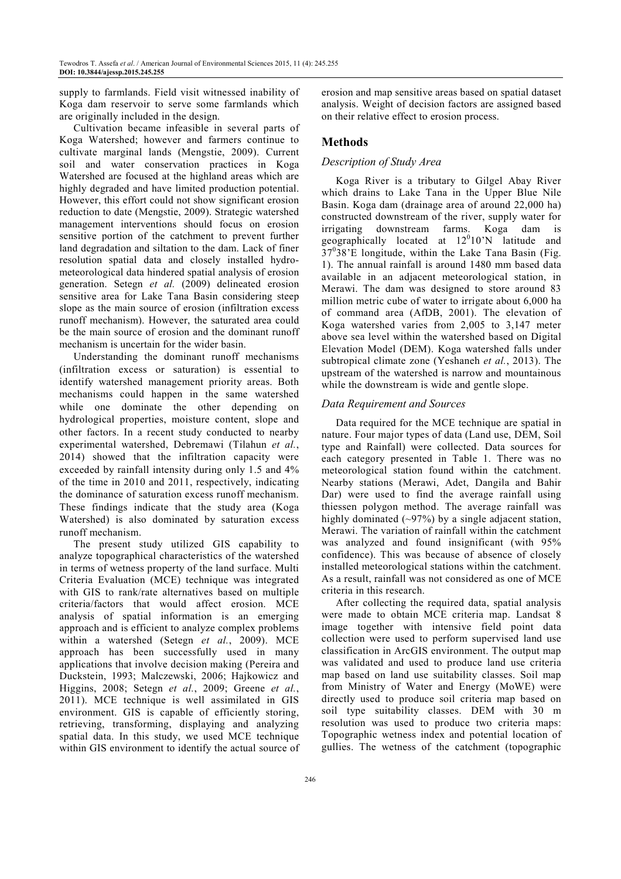supply to farmlands. Field visit witnessed inability of Koga dam reservoir to serve some farmlands which are originally included in the design.

Cultivation became infeasible in several parts of Koga Watershed; however and farmers continue to cultivate marginal lands (Mengstie, 2009). Current soil and water conservation practices in Koga Watershed are focused at the highland areas which are highly degraded and have limited production potential. However, this effort could not show significant erosion reduction to date (Mengstie, 2009). Strategic watershed management interventions should focus on erosion sensitive portion of the catchment to prevent further land degradation and siltation to the dam. Lack of finer resolution spatial data and closely installed hydro-meteorological data hindered spatial analysis of erosion generation. Setegn *et al.* (2009) delineated erosion sensitive area for Lake Tana Basin considering steep slope as the main source of erosion (infiltration excess runoff mechanism). However, the saturated area could be the main source of erosion and the dominant runoff mechanism is uncertain for the wider basin.

Understanding the dominant runoff mechanisms (infiltration excess or saturation) is essential to identify watershed management priority areas. Both mechanisms could happen in the same watershed while one dominate the other depending on hydrological properties, moisture content, slope and other factors. In a recent study conducted to nearby experimental watershed, Debremawi (Tilahun *et al.*, 2014) showed that the infiltration capacity were exceeded by rainfall intensity during only 1.5 and 4% of the time in 2010 and 2011, respectively, indicating the dominance of saturation excess runoff mechanism. These findings indicate that the study area (Koga Watershed) is also dominated by saturation excess runoff mechanism.

The present study utilized GIS capability to analyze topographical characteristics of the watershed in terms of wetness property of the land surface. Multi Criteria Evaluation (MCE) technique was integrated with GIS to rank/rate alternatives based on multiple criteria/factors that would affect erosion. MCE analysis of spatial information is an emerging approach and is efficient to analyze complex problems within a watershed (Setegn *et al.*, 2009). MCE approach has been successfully used in many applications that involve decision making (Pereira and Duckstein, 1993; Malczewski, 2006; Hajkowicz and Higgins, 2008; Setegn *et al.*, 2009; Greene *et al.*, 2011). MCE technique is well assimilated in GIS environment. GIS is capable of efficiently storing, retrieving, transforming, displaying and analyzing spatial data. In this study, we used MCE technique within GIS environment to identify the actual source of erosion and map sensitive areas based on spatial dataset analysis. Weight of decision factors are assigned based on their relative effect to erosion process.

## Methods

### *Description of Study Area*

Koga River is a tributary to Gilgel Abay River which drains to Lake Tana in the Upper Blue Nile Basin. Koga dam (drainage area of around 22,000 ha) constructed downstream of the river, supply water for irrigating downstream farms. Koga dam is geographically located at $12^{0}10$'N latitude and $37^{0}38$'E longitude, within the Lake Tana Basin (Fig. 1). The annual rainfall is around 1480 mm based data available in an adjacent meteorological station, in Merawi. The dam was designed to store around 83 million metric cube of water to irrigate about 6,000 ha of command area (AfDB, 2001). The elevation of Koga watershed varies from 2,005 to 3,147 meter above sea level within the watershed based on Digital Elevation Model (DEM). Koga watershed falls under subtropical climate zone (Yeshaneh *et al.*, 2013). The upstream of the watershed is narrow and mountainous while the downstream is wide and gentle slope.

### *Data Requirement and Sources*

Data required for the MCE technique are spatial in nature. Four major types of data (Land use, DEM, Soil type and Rainfall) were collected. Data sources for each category presented in Table 1. There was no meteorological station found within the catchment. Nearby stations (Merawi, Adet, Dangila and Bahir Dar) were used to find the average rainfall using thiessen polygon method. The average rainfall was highly dominated (~97%) by a single adjacent station, Merawi. The variation of rainfall within the catchment was analyzed and found insignificant (with 95% confidence). This was because of absence of closely installed meteorological stations within the catchment. As a result, rainfall was not considered as one of MCE criteria in this research.

After collecting the required data, spatial analysis were made to obtain MCE criteria map. Landsat 8 image together with intensive field point data collection were used to perform supervised land use classification in ArcGIS environment. The output map was validated and used to produce land use criteria map based on land use suitability classes. Soil map from Ministry of Water and Energy (MoWE) were directly used to produce soil criteria map based on soil type suitability classes. DEM with 30 m resolution was used to produce two criteria maps: Topographic wetness index and potential location of gullies. The wetness of the catchment (topographic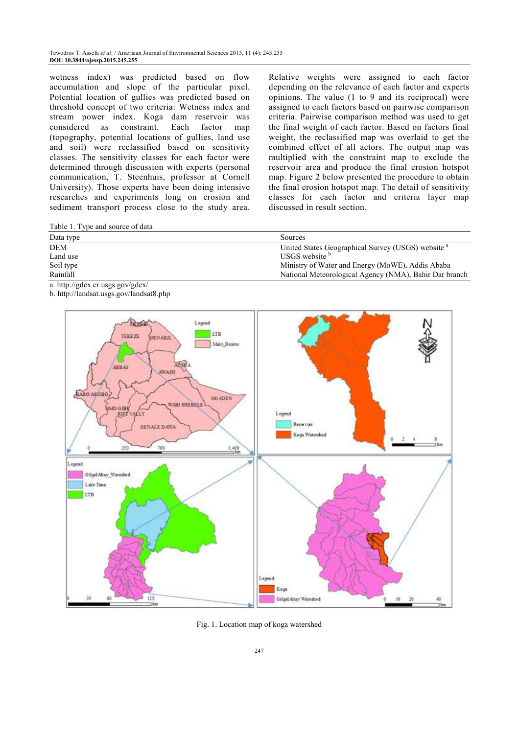wetness index) was predicted based on flow accumulation and slope of the particular pixel. Potential location of gullies was predicted based on threshold concept of two criteria: Wetness index and stream power index. Koga dam reservoir was considered as constraint. Each factor map (topography, potential locations of gullies, land use and soil) were reclassified based on sensitivity classes. The sensitivity classes for each factor were determined through discussion with experts (personal communication, T. Steenhuis, professor at Cornell University). Those experts have been doing intensive researches and experiments long on erosion and sediment transport process close to the study area. Relative weights were assigned to each factor depending on the relevance of each factor and experts opinions. The value (1 to 9 and its reciprocal) were assigned to each factors based on pairwise comparison criteria. Pairwise comparison method was used to get the final weight of each factor. Based on factors final weight, the reclassified map was overlaid to get the combined effect of all actors. The output map was multiplied with the constraint map to exclude the reservoir area and produce the final erosion hotspot map. Figure 2 below presented the procedure to obtain the final erosion hotspot map. The detail of sensitivity classes for each factor and criteria layer map discussed in result section.

Table 1. Type and source of data

| Data type | Sources |
| --- | --- |
| DEM | United States Geographical Survey (USGS) website [a] |
| Land use | USGS website [b] |
| Soil type | Ministry of Water and Energy (MoWE), Addis Ababa |
| Rainfall | National Meteorological Agency (NMA), Bahir Dar branch |

a. http://gdex.cr.usgs.gov/gdex/

b. http://landsat.usgs.gov/landsat8.php

Fig. 1. Location map of koga watershed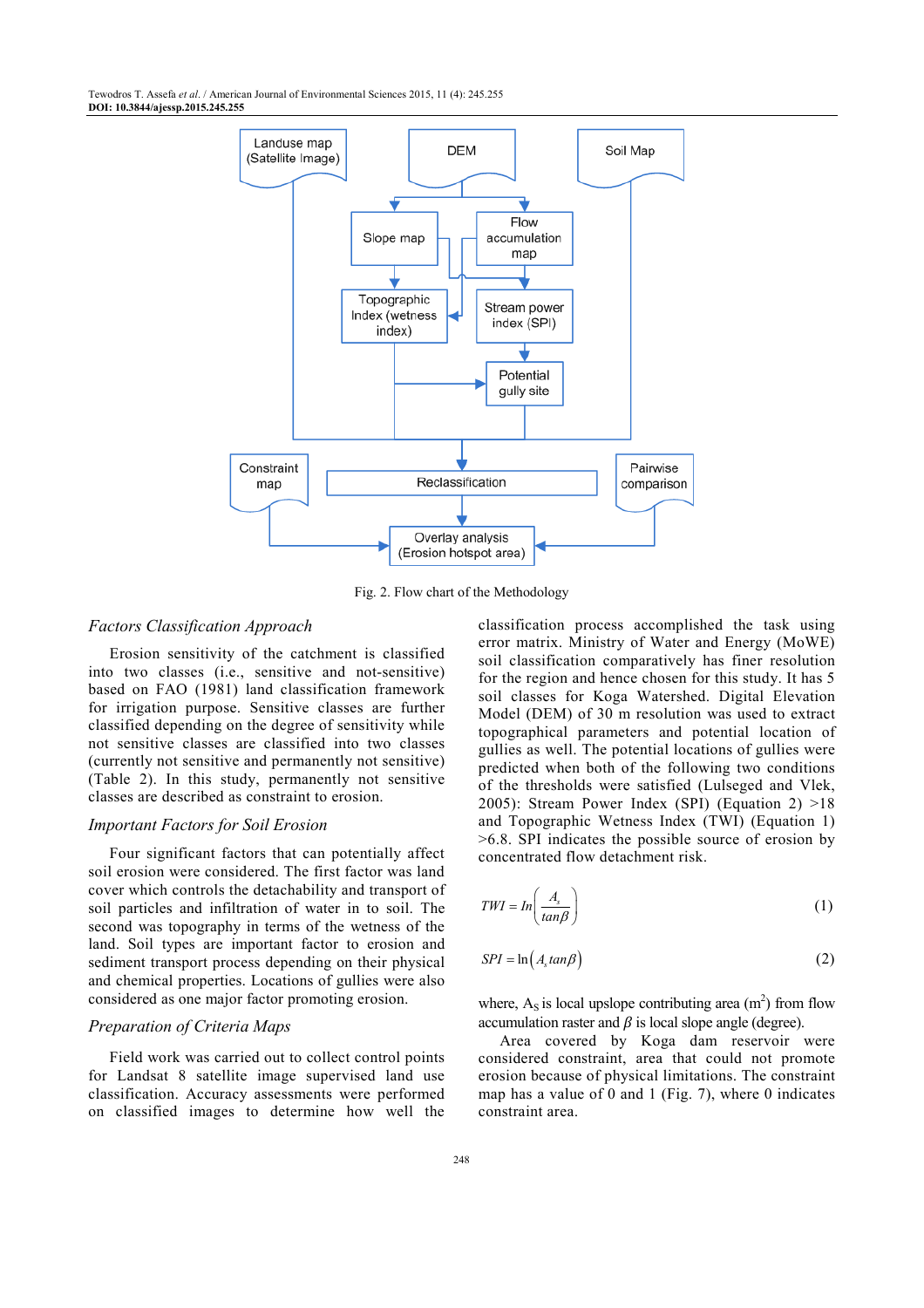Fig. 2. Flow chart of the Methodology

### *Factors Classification Approach*

Erosion sensitivity of the catchment is classified into two classes (i.e., sensitive and not-sensitive) based on FAO (1981) land classification framework for irrigation purpose. Sensitive classes are further classified depending on the degree of sensitivity while not sensitive classes are classified into two classes (currently not sensitive and permanently not sensitive) (Table 2). In this study, permanently not sensitive classes are described as constraint to erosion.

### *Important Factors for Soil Erosion*

Four significant factors that can potentially affect soil erosion were considered. The first factor was land cover which controls the detachability and transport of soil particles and infiltration of water in to soil. The second was topography in terms of the wetness of the land. Soil types are important factor to erosion and sediment transport process depending on their physical and chemical properties. Locations of gullies were also considered as one major factor promoting erosion.

### *Preparation of Criteria Maps*

Field work was carried out to collect control points for Landsat 8 satellite image supervised land use classification. Accuracy assessments were performed on classified images to determine how well the classification process accomplished the task using error matrix. Ministry of Water and Energy (MoWE) soil classification comparatively has finer resolution for the region and hence chosen for this study. It has 5 soil classes for Koga Watershed. Digital Elevation Model (DEM) of 30 m resolution was used to extract topographical parameters and potential location of gullies as well. The potential locations of gullies were predicted when both of the following two conditions of the thresholds were satisfied (Lulseged and Vlek, 2005): Stream Power Index (SPI) (Equation 2) >18 and Topographic Wetness Index (TWI) (Equation 1) >6.8. SPI indicates the possible source of erosion by concentrated flow detachment risk.

$$TWI = ln\left(\frac{A_s}{tan\beta}\right) \tag{1}$$

$$SPI = \ln\left(A_s\, tan\beta\right) \tag{2}$$

where, $A_S$ is local upslope contributing area ($m^2$) from flow accumulation raster and $\beta$ is local slope angle (degree).

Area covered by Koga dam reservoir were considered constraint, area that could not promote erosion because of physical limitations. The constraint map has a value of 0 and 1 (Fig. 7), where 0 indicates constraint area.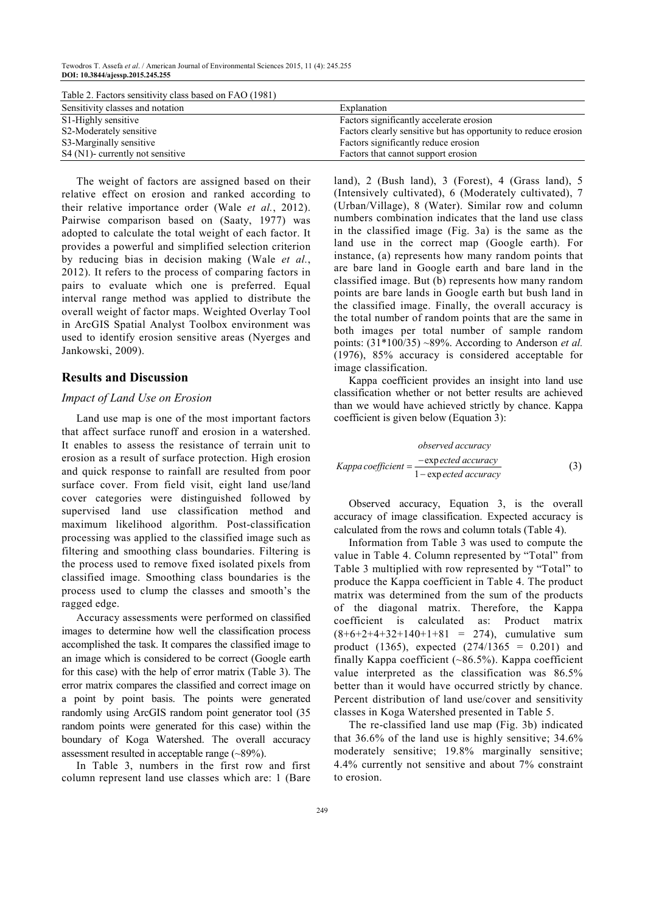Table 2. Factors sensitivity class based on FAO (1981)

| Sensitivity classes and notation | Explanation |
|---|---|
| S1-Highly sensitive | Factors significantly accelerate erosion |
| S2-Moderately sensitive | Factors clearly sensitive but has opportunity to reduce erosion |
| S3-Marginally sensitive | Factors significantly reduce erosion |
| S4 (N1)- currently not sensitive | Factors that cannot support erosion |

The weight of factors are assigned based on their relative effect on erosion and ranked according to their relative importance order (Wale *et al.*, 2012). Pairwise comparison based on (Saaty, 1977) was adopted to calculate the total weight of each factor. It provides a powerful and simplified selection criterion by reducing bias in decision making (Wale *et al.*, 2012). It refers to the process of comparing factors in pairs to evaluate which one is preferred. Equal interval range method was applied to distribute the overall weight of factor maps. Weighted Overlay Tool in ArcGIS Spatial Analyst Toolbox environment was used to identify erosion sensitive areas (Nyerges and Jankowski, 2009).

## Results and Discussion

### *Impact of Land Use on Erosion*

Land use map is one of the most important factors that affect surface runoff and erosion in a watershed. It enables to assess the resistance of terrain unit to erosion as a result of surface protection. High erosion and quick response to rainfall are resulted from poor surface cover. From field visit, eight land use/land cover categories were distinguished followed by supervised land use classification method and maximum likelihood algorithm. Post-classification processing was applied to the classified image such as filtering and smoothing class boundaries. Filtering is the process used to remove fixed isolated pixels from classified image. Smoothing class boundaries is the process used to clump the classes and smooth's the ragged edge.

Accuracy assessments were performed on classified images to determine how well the classification process accomplished the task. It compares the classified image to an image which is considered to be correct (Google earth for this case) with the help of error matrix (Table 3). The error matrix compares the classified and correct image on a point by point basis. The points were generated randomly using ArcGIS random point generator tool (35 random points were generated for this case) within the boundary of Koga Watershed. The overall accuracy assessment resulted in acceptable range (~89%).

In Table 3, numbers in the first row and first column represent land use classes which are: 1 (Bare land), 2 (Bush land), 3 (Forest), 4 (Grass land), 5 (Intensively cultivated), 6 (Moderately cultivated), 7 (Urban/Village), 8 (Water). Similar row and column numbers combination indicates that the land use class in the classified image (Fig. 3a) is the same as the land use in the correct map (Google earth). For instance, (a) represents how many random points that are bare land in Google earth and bare land in the classified image. But (b) represents how many random points are bare lands in Google earth but bush land in the classified image. Finally, the overall accuracy is the total number of random points that are the same in both images per total number of sample random points: (31\*100/35) ~89%. According to Anderson *et al.* (1976), 85% accuracy is considered acceptable for image classification.

Kappa coefficient provides an insight into land use classification whether or not better results are achieved than we would have achieved strictly by chance. Kappa coefficient is given below (Equation 3):

$$Kappa\,coefficient = \frac{observed\,accuracy - expected\,accuracy}{1 - expected\,accuracy} \quad (3)$$

Observed accuracy, Equation 3, is the overall accuracy of image classification. Expected accuracy is calculated from the rows and column totals (Table 4).

Information from Table 3 was used to compute the value in Table 4. Column represented by "Total" from Table 3 multiplied with row represented by "Total" to produce the Kappa coefficient in Table 4. The product matrix was determined from the sum of the products of the diagonal matrix. Therefore, the Kappa coefficient is calculated as: Product matrix (8+6+2+4+32+140+1+81 = 274), cumulative sum product (1365), expected (274/1365 = 0.201) and finally Kappa coefficient (~86.5%). Kappa coefficient value interpreted as the classification was 86.5% better than it would have occurred strictly by chance. Percent distribution of land use/cover and sensitivity classes in Koga Watershed presented in Table 5.

The re-classified land use map (Fig. 3b) indicated that 36.6% of the land use is highly sensitive; 34.6% moderately sensitive; 19.8% marginally sensitive; 4.4% currently not sensitive and about 7% constraint to erosion.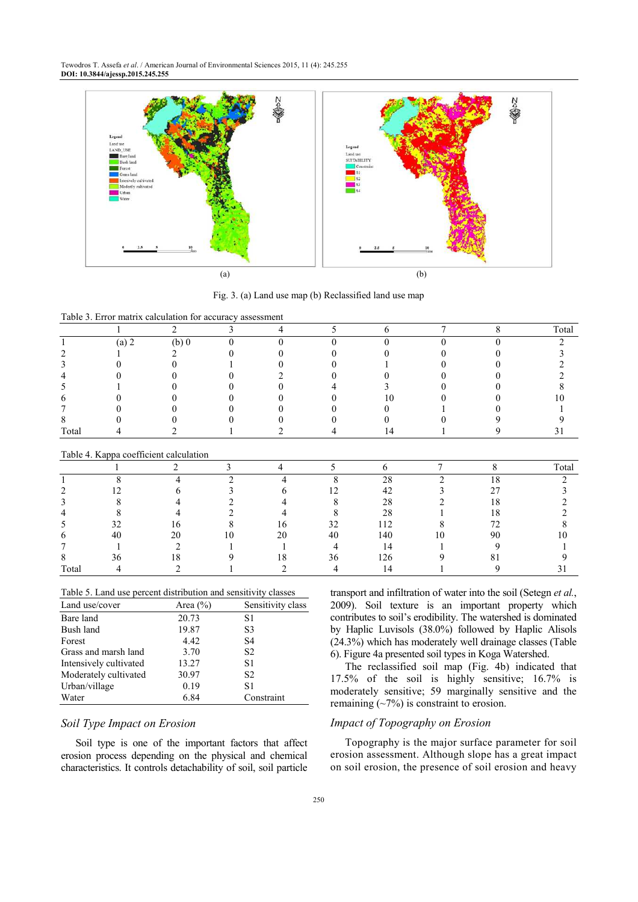Fig. 3. (a) Land use map (b) Reclassified land use map

Table 3. Error matrix calculation for accuracy assessment

| | 1 | 2 | 3 | 4 | 5 | 6 | 7 | 8 | Total |
|---|---|---|---|---|---|---|---|---|---|
| 1 | (a) 2 | (b) 0 | 0 | 0 | 0 | 0 | 0 | 0 | 2 |
| 2 | 1 | 2 | 0 | 0 | 0 | 0 | 0 | 0 | 3 |
| 3 | 0 | 0 | 1 | 0 | 0 | 1 | 0 | 0 | 2 |
| 4 | 0 | 0 | 0 | 2 | 0 | 0 | 0 | 0 | 2 |
| 5 | 1 | 0 | 0 | 0 | 4 | 3 | 0 | 0 | 8 |
| 6 | 0 | 0 | 0 | 0 | 0 | 10 | 0 | 0 | 10 |
| 7 | 0 | 0 | 0 | 0 | 0 | 0 | 1 | 0 | 1 |
| 8 | 0 | 0 | 0 | 0 | 0 | 0 | 0 | 9 | 9 |
| Total | 4 | 2 | 1 | 2 | 4 | 14 | 1 | 9 | 31 |

Table 4. Kappa coefficient calculation

| | 1 | 2 | 3 | 4 | 5 | 6 | 7 | 8 | Total |
|---|---|---|---|---|---|---|---|---|---|
| 1 | 8 | 4 | 2 | 4 | 8 | 28 | 2 | 18 | 2 |
| 2 | 12 | 6 | 3 | 6 | 12 | 42 | 3 | 27 | 3 |
| 3 | 8 | 4 | 2 | 4 | 8 | 28 | 2 | 18 | 2 |
| 4 | 8 | 4 | 2 | 4 | 8 | 28 | 1 | 18 | 2 |
| 5 | 32 | 16 | 8 | 16 | 32 | 112 | 8 | 72 | 8 |
| 6 | 40 | 20 | 10 | 20 | 40 | 140 | 10 | 90 | 10 |
| 7 | 1 | 2 | 1 | 1 | 4 | 14 | 1 | 9 | 1 |
| 8 | 36 | 18 | 9 | 18 | 36 | 126 | 9 | 81 | 9 |
| Total | 4 | 2 | 1 | 2 | 4 | 14 | 1 | 9 | 31 |

Table 5. Land use percent distribution and sensitivity classes

| Land use/cover | Area (%) | Sensitivity class |
|---|---|---|
| Bare land | 20.73 | S1 |
| Bush land | 19.87 | S3 |
| Forest | 4.42 | S4 |
| Grass and marsh land | 3.70 | S2 |
| Intensively cultivated | 13.27 | S1 |
| Moderately cultivated | 30.97 | S2 |
| Urban/village | 0.19 | S1 |
| Water | 6.84 | Constraint |

### *Soil Type Impact on Erosion*

Soil type is one of the important factors that affect erosion process depending on the physical and chemical characteristics. It controls detachability of soil, soil particle transport and infiltration of water into the soil (Setegn *et al.*, 2009). Soil texture is an important property which contributes to soil's erodibility. The watershed is dominated by Haplic Luvisols (38.0%) followed by Haplic Alisols (24.3%) which has moderately well drainage classes (Table 6). Figure 4a presented soil types in Koga Watershed.

The reclassified soil map (Fig. 4b) indicated that 17.5% of the soil is highly sensitive; 16.7% is moderately sensitive; 59 marginally sensitive and the remaining (~7%) is constraint to erosion.

### *Impact of Topography on Erosion*

Topography is the major surface parameter for soil erosion assessment. Although slope has a great impact on soil erosion, the presence of soil erosion and heavy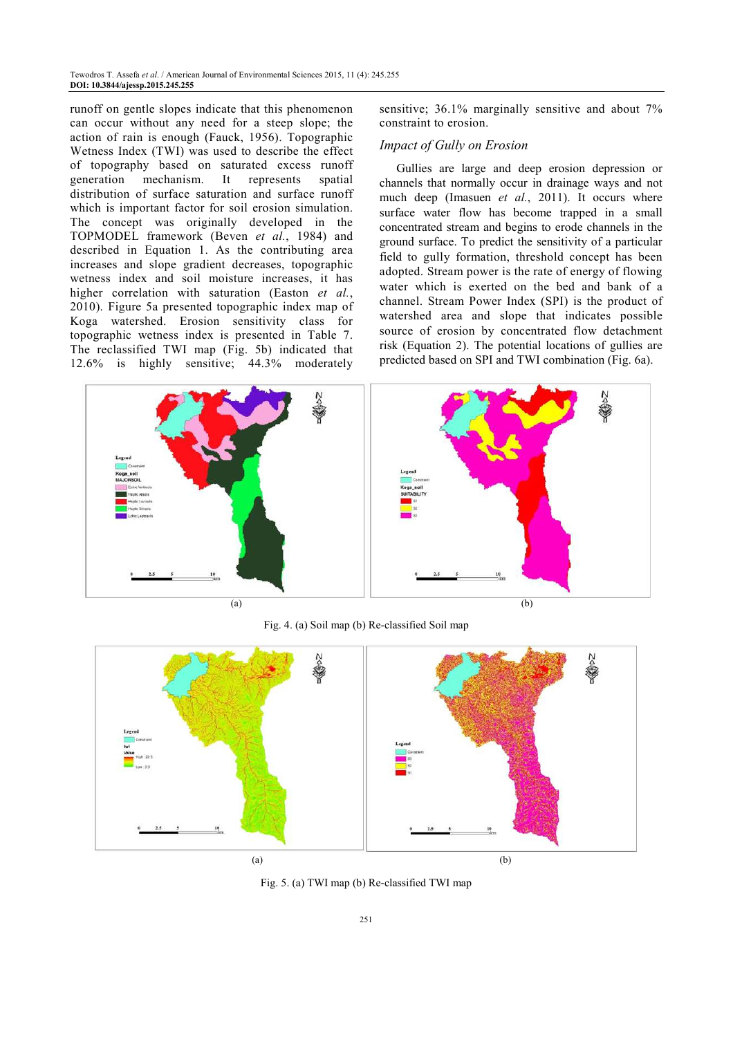runoff on gentle slopes indicate that this phenomenon can occur without any need for a steep slope; the action of rain is enough (Fauck, 1956). Topographic Wetness Index (TWI) was used to describe the effect of topography based on saturated excess runoff generation mechanism. It represents spatial distribution of surface saturation and surface runoff which is important factor for soil erosion simulation. The concept was originally developed in the TOPMODEL framework (Beven *et al.*, 1984) and described in Equation 1. As the contributing area increases and slope gradient decreases, topographic wetness index and soil moisture increases, it has higher correlation with saturation (Easton *et al.*, 2010). Figure 5a presented topographic index map of Koga watershed. Erosion sensitivity class for topographic wetness index is presented in Table 7. The reclassified TWI map (Fig. 5b) indicated that 12.6% is highly sensitive; 44.3% moderately sensitive; 36.1% marginally sensitive and about 7% constraint to erosion.

### *Impact of Gully on Erosion*

Gullies are large and deep erosion depression or channels that normally occur in drainage ways and not much deep (Imasuen *et al.*, 2011). It occurs where surface water flow has become trapped in a small concentrated stream and begins to erode channels in the ground surface. To predict the sensitivity of a particular field to gully formation, threshold concept has been adopted. Stream power is the rate of energy of flowing water which is exerted on the bed and bank of a channel. Stream Power Index (SPI) is the product of watershed area and slope that indicates possible source of erosion by concentrated flow detachment risk (Equation 2). The potential locations of gullies are predicted based on SPI and TWI combination (Fig. 6a).

Fig. 4. (a) Soil map (b) Re-classified Soil map

Fig. 5. (a) TWI map (b) Re-classified TWI map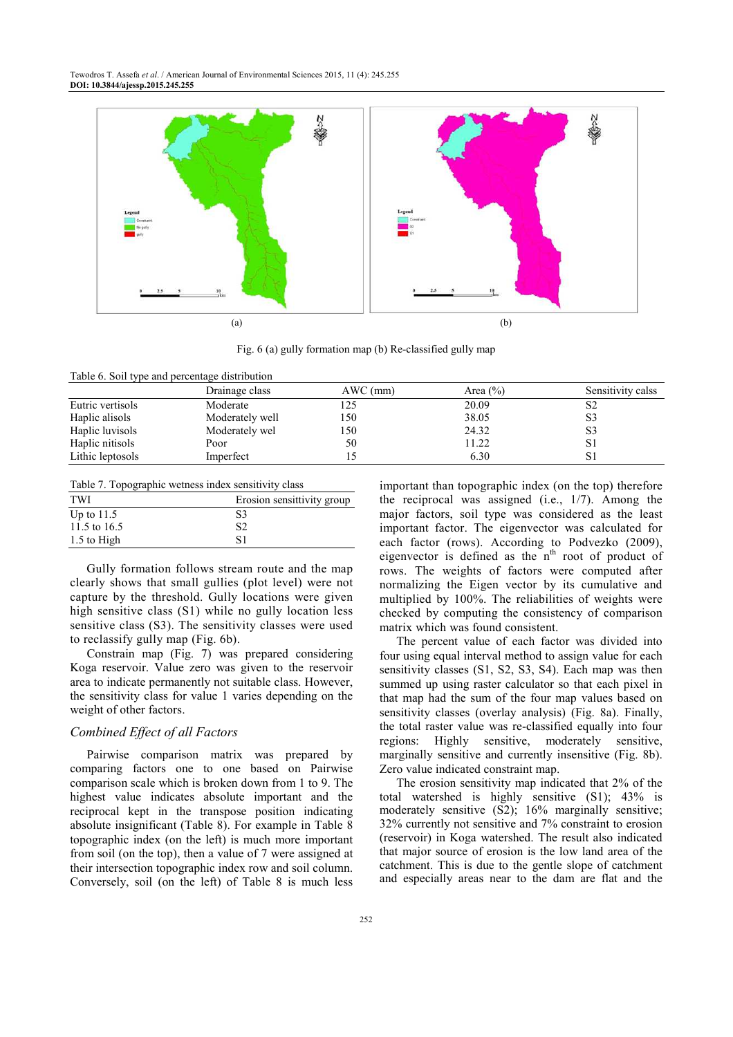Fig. 6 (a) gully formation map (b) Re-classified gully map

Table 6. Soil type and percentage distribution

| | Drainage class | AWC (mm) | Area (%) | Sensitivity calss |
|---|---|---|---|---|
| Eutric vertisols | Moderate | 125 | 20.09 | S2 |
| Haplic alisols | Moderately well | 150 | 38.05 | S3 |
| Haplic luvisols | Moderately wel | 150 | 24.32 | S3 |
| Haplic nitisols | Poor | 50 | 11.22 | S1 |
| Lithic leptosols | Imperfect | 15 | 6.30 | S1 |

Table 7. Topographic wetness index sensitivity class

| TWI | Erosion sensittivity group |
|---|---|
| Up to 11.5 | S3 |
| 11.5 to 16.5 | S2 |
| 1.5 to High | S1 |

Gully formation follows stream route and the map clearly shows that small gullies (plot level) were not capture by the threshold. Gully locations were given high sensitive class (S1) while no gully location less sensitive class (S3). The sensitivity classes were used to reclassify gully map (Fig. 6b).

Constrain map (Fig. 7) was prepared considering Koga reservoir. Value zero was given to the reservoir area to indicate permanently not suitable class. However, the sensitivity class for value 1 varies depending on the weight of other factors.

### *Combined Effect of all Factors*

Pairwise comparison matrix was prepared by comparing factors one to one based on Pairwise comparison scale which is broken down from 1 to 9. The highest value indicates absolute important and the reciprocal kept in the transpose position indicating absolute insignificant (Table 8). For example in Table 8 topographic index (on the left) is much more important from soil (on the top), then a value of 7 were assigned at their intersection topographic index row and soil column. Conversely, soil (on the left) of Table 8 is much less important than topographic index (on the top) therefore the reciprocal was assigned (i.e., 1/7). Among the major factors, soil type was considered as the least important factor. The eigenvector was calculated for each factor (rows). According to Podvezko (2009), eigenvector is defined as the n[th] root of product of rows. The weights of factors were computed after normalizing the Eigen vector by its cumulative and multiplied by 100%. The reliabilities of weights were checked by computing the consistency of comparison matrix which was found consistent.

The percent value of each factor was divided into four using equal interval method to assign value for each sensitivity classes (S1, S2, S3, S4). Each map was then summed up using raster calculator so that each pixel in that map had the sum of the four map values based on sensitivity classes (overlay analysis) (Fig. 8a). Finally, the total raster value was re-classified equally into four regions: Highly sensitive, moderately sensitive, marginally sensitive and currently insensitive (Fig. 8b). Zero value indicated constraint map.

The erosion sensitivity map indicated that 2% of the total watershed is highly sensitive (S1); 43% is moderately sensitive (S2); 16% marginally sensitive; 32% currently not sensitive and 7% constraint to erosion (reservoir) in Koga watershed. The result also indicated that major source of erosion is the low land area of the catchment. This is due to the gentle slope of catchment and especially areas near to the dam are flat and the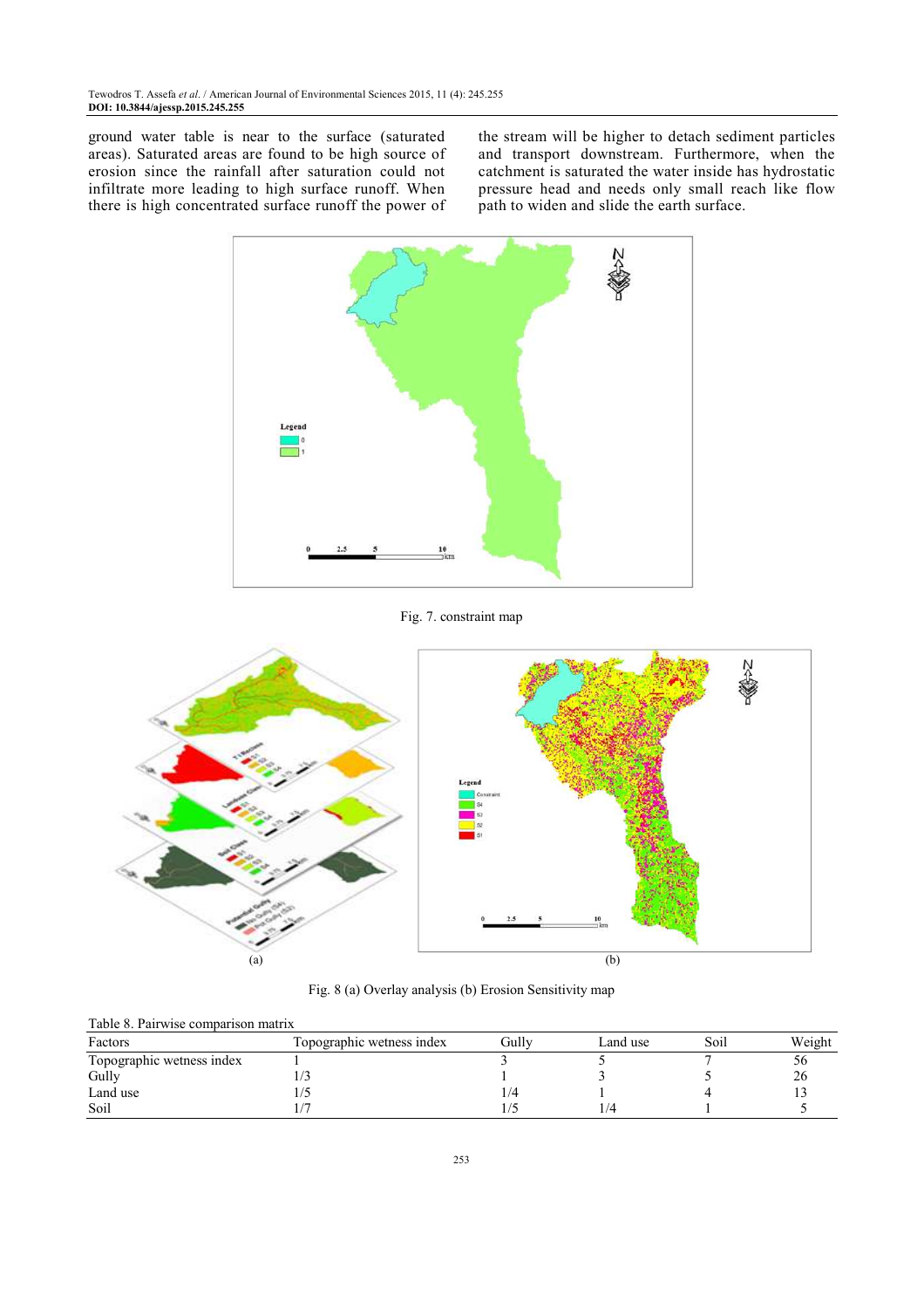ground water table is near to the surface (saturated areas). Saturated areas are found to be high source of erosion since the rainfall after saturation could not infiltrate more leading to high surface runoff. When there is high concentrated surface runoff the power of the stream will be higher to detach sediment particles and transport downstream. Furthermore, when the catchment is saturated the water inside has hydrostatic pressure head and needs only small reach like flow path to widen and slide the earth surface.

Fig. 7. constraint map

(a) (b)

Fig. 8 (a) Overlay analysis (b) Erosion Sensitivity map

Table 8. Pairwise comparison matrix

| Factors | Topographic wetness index | Gully | Land use | Soil | Weight |
|---|---|---|---|---|---|
| Topographic wetness index | 1 | 3 | 5 | 7 | 56 |
| Gully | 1/3 | 1 | 3 | 5 | 26 |
| Land use | 1/5 | 1/4 | 1 | 4 | 13 |
| Soil | 1/7 | 1/5 | 1/4 | 1 | 5 |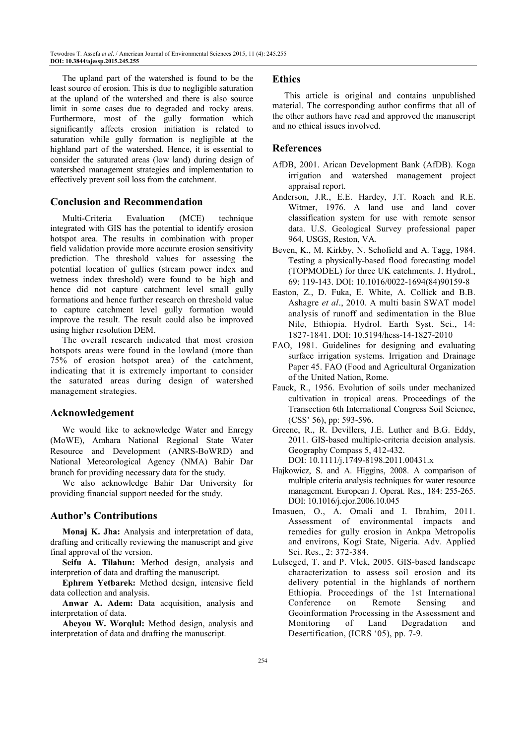The upland part of the watershed is found to be the least source of erosion. This is due to negligible saturation at the upland of the watershed and there is also source limit in some cases due to degraded and rocky areas. Furthermore, most of the gully formation which significantly affects erosion initiation is related to saturation while gully formation is negligible at the highland part of the watershed. Hence, it is essential to consider the saturated areas (low land) during design of watershed management strategies and implementation to effectively prevent soil loss from the catchment.

## Conclusion and Recommendation

Multi-Criteria Evaluation (MCE) technique integrated with GIS has the potential to identify erosion hotspot area. The results in combination with proper field validation provide more accurate erosion sensitivity prediction. The threshold values for assessing the potential location of gullies (stream power index and wetness index threshold) were found to be high and hence did not capture catchment level small gully formations and hence further research on threshold value to capture catchment level gully formation would improve the result. The result could also be improved using higher resolution DEM.

The overall research indicated that most erosion hotspots areas were found in the lowland (more than 75% of erosion hotspot area) of the catchment, indicating that it is extremely important to consider the saturated areas during design of watershed management strategies.

## Acknowledgement

We would like to acknowledge Water and Enregy (MoWE), Amhara National Regional State Water Resource and Development (ANRS-BoWRD) and National Meteorological Agency (NMA) Bahir Dar branch for providing necessary data for the study.

We also acknowledge Bahir Dar University for providing financial support needed for the study.

## Author's Contributions

**Monaj K. Jha:** Analysis and interpretation of data, drafting and critically reviewing the manuscript and give final approval of the version.

**Seifu A. Tilahun:** Method design, analysis and interpretion of data and drafting the manuscript.

**Ephrem Yetbarek:** Method design, intensive field data collection and analysis.

**Anwar A. Adem:** Data acquisition, analysis and interpretation of data.

**Abeyou W. Worqlul:** Method design, analysis and interpretation of data and drafting the manuscript.

## Ethics

This article is original and contains unpublished material. The corresponding author confirms that all of the other authors have read and approved the manuscript and no ethical issues involved.

## References

AfDB, 2001. Arican Development Bank (AfDB). Koga irrigation and watershed management project appraisal report.

Anderson, J.R., E.E. Hardey, J.T. Roach and R.E. Witmer, 1976. A land use and land cover classification system for use with remote sensor data. U.S. Geological Survey professional paper 964, USGS, Reston, VA.

Beven, K., M. Kirkby, N. Schofield and A. Tagg, 1984. Testing a physically-based flood forecasting model (TOPMODEL) for three UK catchments. J. Hydrol., 69: 119-143. DOI: 10.1016/0022-1694(84)90159-8

Easton, Z., D. Fuka, E. White, A. Collick and B.B. Ashagre *et al*., 2010. A multi basin SWAT model analysis of runoff and sedimentation in the Blue Nile, Ethiopia. Hydrol. Earth Syst. Sci., 14: 1827-1841. DOI: 10.5194/hess-14-1827-2010

FAO, 1981. Guidelines for designing and evaluating surface irrigation systems. Irrigation and Drainage Paper 45. FAO (Food and Agricultural Organization of the United Nation, Rome.

Fauck, R., 1956. Evolution of soils under mechanized cultivation in tropical areas. Proceedings of the Transection 6th International Congress Soil Science, (CSS' 56), pp: 593-596.

Greene, R., R. Devillers, J.E. Luther and B.G. Eddy, 2011. GIS-based multiple-criteria decision analysis. Geography Compass 5, 412-432. DOI: 10.1111/j.1749-8198.2011.00431.x

Hajkowicz, S. and A. Higgins, 2008. A comparison of multiple criteria analysis techniques for water resource management. European J. Operat. Res., 184: 255-265. DOI: 10.1016/j.ejor.2006.10.045

Imasuen, O., A. Omali and I. Ibrahim, 2011. Assessment of environmental impacts and remedies for gully erosion in Ankpa Metropolis and environs, Kogi State, Nigeria. Adv. Applied Sci. Res., 2: 372-384.

Lulseged, T. and P. Vlek, 2005. GIS-based landscape characterization to assess soil erosion and its delivery potential in the highlands of northern Ethiopia. Proceedings of the 1st International Conference on Remote Sensing and Geoinformation Processing in the Assessment and Monitoring of Land Degradation and Desertification, (ICRS '05), pp. 7-9.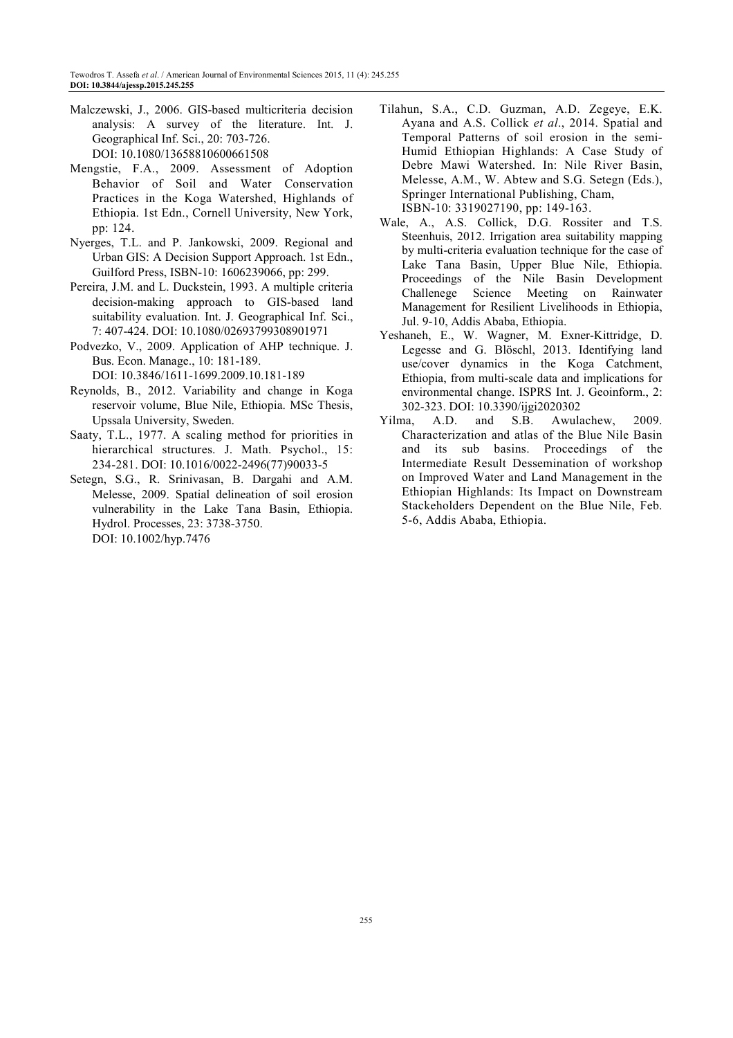Malczewski, J., 2006. GIS-based multicriteria decision analysis: A survey of the literature. Int. J. Geographical Inf. Sci., 20: 703-726. DOI: 10.1080/13658810600661508

Mengstie, F.A., 2009. Assessment of Adoption Behavior of Soil and Water Conservation Practices in the Koga Watershed, Highlands of Ethiopia. 1st Edn., Cornell University, New York, pp: 124.

Nyerges, T.L. and P. Jankowski, 2009. Regional and Urban GIS: A Decision Support Approach. 1st Edn., Guilford Press, ISBN-10: 1606239066, pp: 299.

Pereira, J.M. and L. Duckstein, 1993. A multiple criteria decision-making approach to GIS-based land suitability evaluation. Int. J. Geographical Inf. Sci., 7: 407-424. DOI: 10.1080/02693799308901971

Podvezko, V., 2009. Application of AHP technique. J. Bus. Econ. Manage., 10: 181-189. DOI: 10.3846/1611-1699.2009.10.181-189

Reynolds, B., 2012. Variability and change in Koga reservoir volume, Blue Nile, Ethiopia. MSc Thesis, Upssala University, Sweden.

Saaty, T.L., 1977. A scaling method for priorities in hierarchical structures. J. Math. Psychol., 15: 234-281. DOI: 10.1016/0022-2496(77)90033-5

Setegn, S.G., R. Srinivasan, B. Dargahi and A.M. Melesse, 2009. Spatial delineation of soil erosion vulnerability in the Lake Tana Basin, Ethiopia. Hydrol. Processes, 23: 3738-3750. DOI: 10.1002/hyp.7476

Tilahun, S.A., C.D. Guzman, A.D. Zegeye, E.K. Ayana and A.S. Collick *et al*., 2014. Spatial and Temporal Patterns of soil erosion in the semi-Humid Ethiopian Highlands: A Case Study of Debre Mawi Watershed. In: Nile River Basin, Melesse, A.M., W. Abtew and S.G. Setegn (Eds.), Springer International Publishing, Cham, ISBN-10: 3319027190, pp: 149-163.

Wale, A., A.S. Collick, D.G. Rossiter and T.S. Steenhuis, 2012. Irrigation area suitability mapping by multi-criteria evaluation technique for the case of Lake Tana Basin, Upper Blue Nile, Ethiopia. Proceedings of the Nile Basin Development Challenege Science Meeting on Rainwater Management for Resilient Livelihoods in Ethiopia, Jul. 9-10, Addis Ababa, Ethiopia.

Yeshaneh, E., W. Wagner, M. Exner-Kittridge, D. Legesse and G. Blöschl, 2013. Identifying land use/cover dynamics in the Koga Catchment, Ethiopia, from multi-scale data and implications for environmental change. ISPRS Int. J. Geoinform., 2: 302-323. DOI: 10.3390/ijgi2020302

Yilma, A.D. and S.B. Awulachew, 2009. Characterization and atlas of the Blue Nile Basin and its sub basins. Proceedings of the Intermediate Result Dessemination of workshop on Improved Water and Land Management in the Ethiopian Highlands: Its Impact on Downstream Stackeholders Dependent on the Blue Nile, Feb. 5-6, Addis Ababa, Ethiopia.